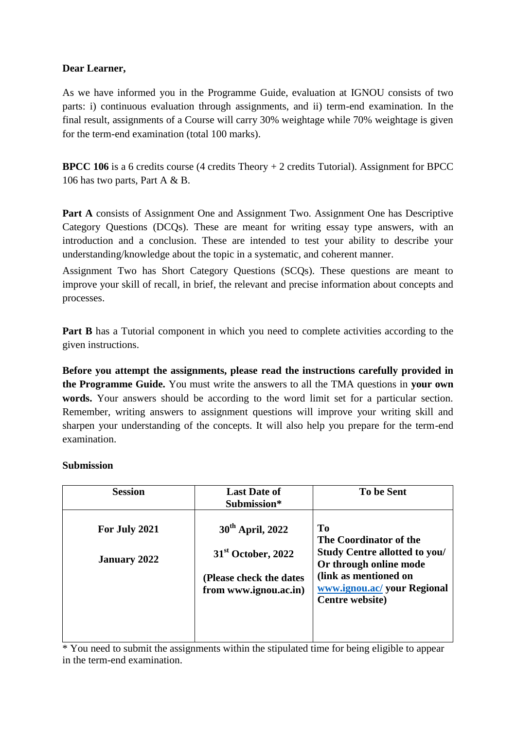**Dear Learner,**

As we have informed you in the Programme Guide, evaluation at IGNOU consists of two parts: i) continuous evaluation through assignments, and ii) term-end examination. In the final result, assignments of a Course will carry 30% weightage while 70% weightage is given for the term-end examination (total 100 marks).

**BPCC 106** is a 6 credits course (4 credits Theory + 2 credits Tutorial). Assignment for BPCC 106 has two parts, Part A & B.

**Part A** consists of Assignment One and Assignment Two. Assignment One has Descriptive Category Questions (DCQs). These are meant for writing essay type answers, with an introduction and a conclusion. These are intended to test your ability to describe your understanding/knowledge about the topic in a systematic, and coherent manner.

Assignment Two has Short Category Questions (SCQs). These questions are meant to improve your skill of recall, in brief, the relevant and precise information about concepts and processes.

**Part B** has a Tutorial component in which you need to complete activities according to the given instructions.

**Before you attempt the assignments, please read the instructions carefully provided in the Programme Guide.** You must write the answers to all the TMA questions in **your own words.** Your answers should be according to the word limit set for a particular section. Remember, writing answers to assignment questions will improve your writing skill and sharpen your understanding of the concepts. It will also help you prepare for the term-end examination.

**Submission**

| Session | Last Date of Submission* | To be Sent |
|---|---|---|
| **For July 2021**<br><br>**January 2022** | **30th April, 2022**<br><br>**31st October, 2022**<br><br>**(Please check the dates from www.ignou.ac.in)** | **To The Coordinator of the Study Centre allotted to you/ Or through online mode (link as mentioned on www.ignou.ac/ your Regional Centre website)** |

\* You need to submit the assignments within the stipulated time for being eligible to appear in the term-end examination.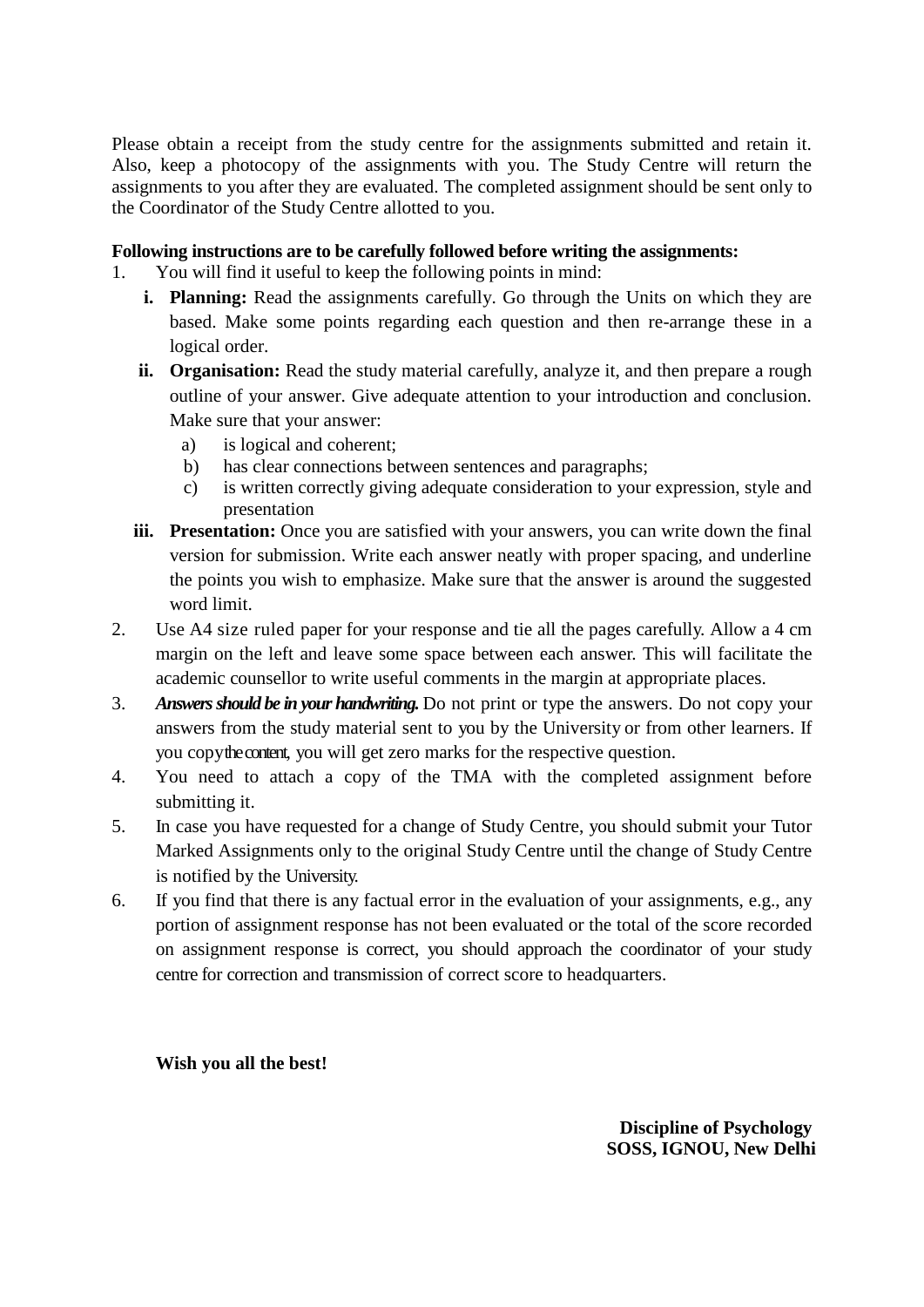Please obtain a receipt from the study centre for the assignments submitted and retain it. Also, keep a photocopy of the assignments with you. The Study Centre will return the assignments to you after they are evaluated. The completed assignment should be sent only to the Coordinator of the Study Centre allotted to you.

**Following instructions are to be carefully followed before writing the assignments:**

1. You will find it useful to keep the following points in mind:
   - i. **Planning:** Read the assignments carefully. Go through the Units on which they are based. Make some points regarding each question and then re-arrange these in a logical order.
   - ii. **Organisation:** Read the study material carefully, analyze it, and then prepare a rough outline of your answer. Give adequate attention to your introduction and conclusion. Make sure that your answer:
     - a) is logical and coherent;
     - b) has clear connections between sentences and paragraphs;
     - c) is written correctly giving adequate consideration to your expression, style and presentation
   - iii. **Presentation:** Once you are satisfied with your answers, you can write down the final version for submission. Write each answer neatly with proper spacing, and underline the points you wish to emphasize. Make sure that the answer is around the suggested word limit.
2. Use A4 size ruled paper for your response and tie all the pages carefully. Allow a 4 cm margin on the left and leave some space between each answer. This will facilitate the academic counsellor to write useful comments in the margin at appropriate places.
3. ***Answers should be in your handwriting.*** Do not print or type the answers. Do not copy your answers from the study material sent to you by the University or from other learners. If you copy the content, you will get zero marks for the respective question.
4. You need to attach a copy of the TMA with the completed assignment before submitting it.
5. In case you have requested for a change of Study Centre, you should submit your Tutor Marked Assignments only to the original Study Centre until the change of Study Centre is notified by the University.
6. If you find that there is any factual error in the evaluation of your assignments, e.g., any portion of assignment response has not been evaluated or the total of the score recorded on assignment response is correct, you should approach the coordinator of your study centre for correction and transmission of correct score to headquarters.

**Wish you all the best!**

**Discipline of Psychology**
**SOSS, IGNOU, New Delhi**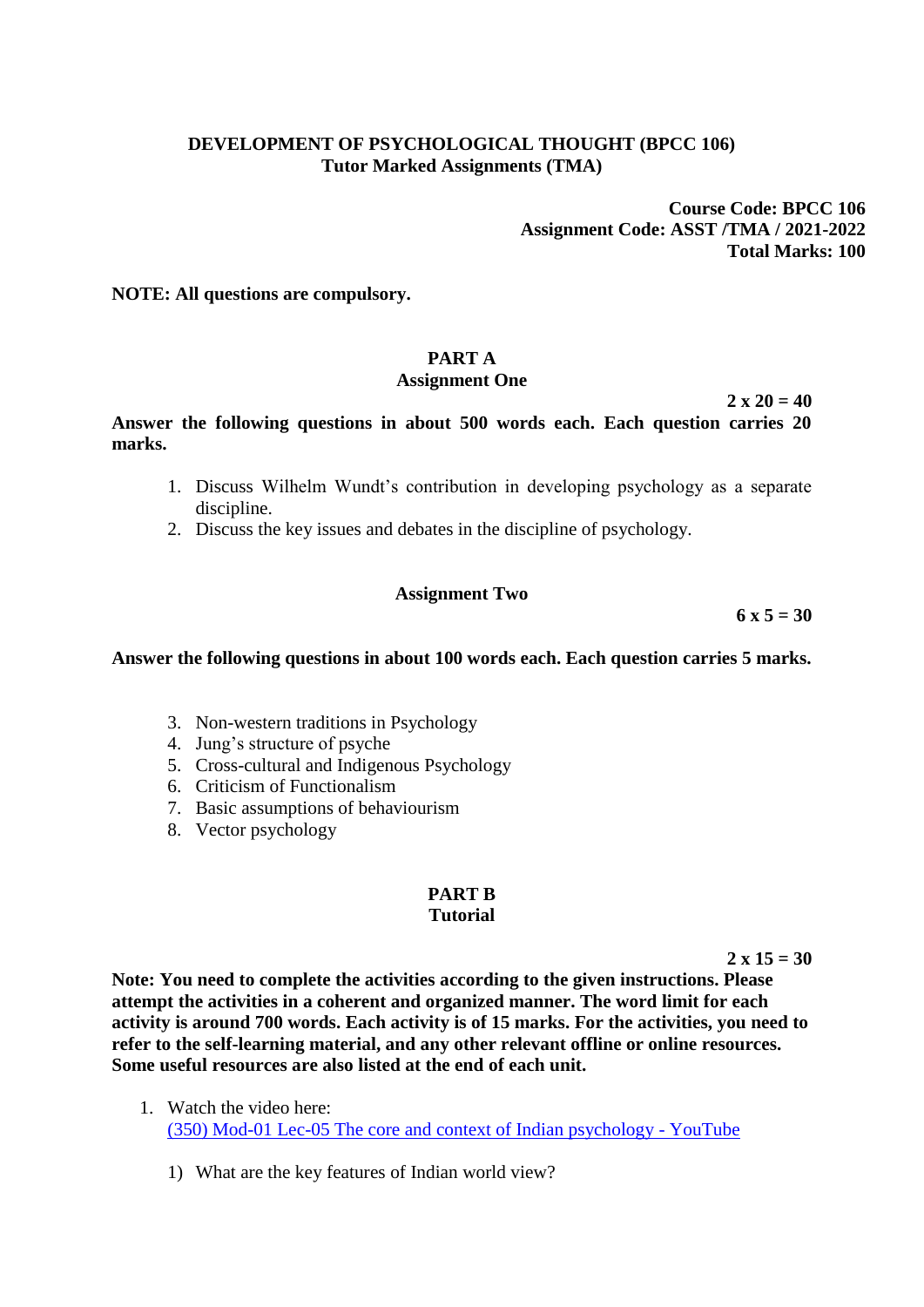**DEVELOPMENT OF PSYCHOLOGICAL THOUGHT (BPCC 106)**
**Tutor Marked Assignments (TMA)**

**Course Code: BPCC 106**
**Assignment Code: ASST /TMA / 2021-2022**
**Total Marks: 100**

**NOTE: All questions are compulsory.**

## PART A

### Assignment One

**2 x 20 = 40**

**Answer the following questions in about 500 words each. Each question carries 20 marks.**

1. Discuss Wilhelm Wundt's contribution in developing psychology as a separate discipline.
2. Discuss the key issues and debates in the discipline of psychology.

### Assignment Two

**6 x 5 = 30**

**Answer the following questions in about 100 words each. Each question carries 5 marks.**

3. Non-western traditions in Psychology
4. Jung's structure of psyche
5. Cross-cultural and Indigenous Psychology
6. Criticism of Functionalism
7. Basic assumptions of behaviourism
8. Vector psychology

## PART B

### Tutorial

**2 x 15 = 30**

**Note: You need to complete the activities according to the given instructions. Please attempt the activities in a coherent and organized manner. The word limit for each activity is around 700 words. Each activity is of 15 marks. For the activities, you need to refer to the self-learning material, and any other relevant offline or online resources. Some useful resources are also listed at the end of each unit.**

1. Watch the video here:
   (350) Mod-01 Lec-05 The core and context of Indian psychology - YouTube

   1) What are the key features of Indian world view?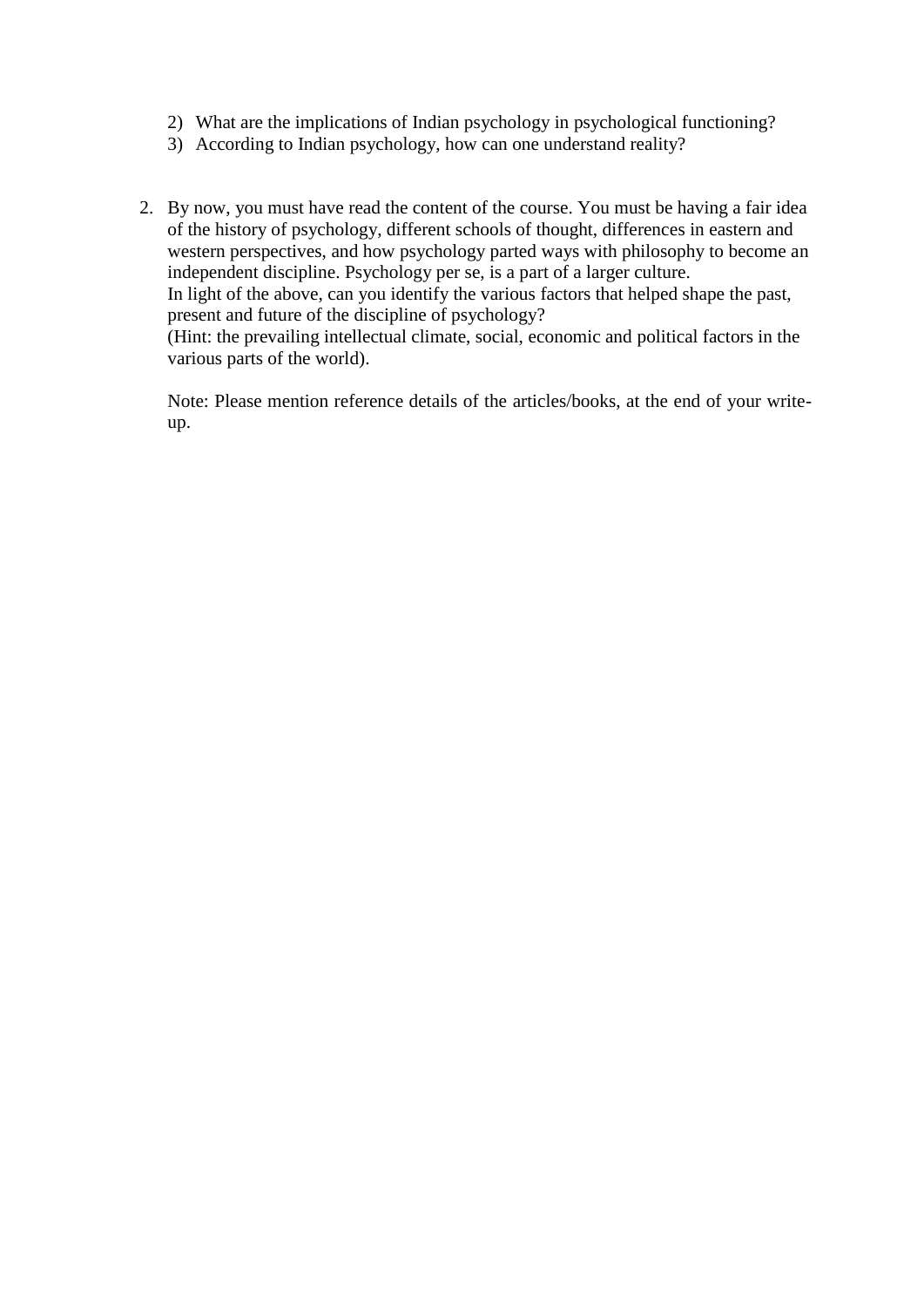2) What are the implications of Indian psychology in psychological functioning?
3) According to Indian psychology, how can one understand reality?

2. By now, you must have read the content of the course. You must be having a fair idea of the history of psychology, different schools of thought, differences in eastern and western perspectives, and how psychology parted ways with philosophy to become an independent discipline. Psychology per se, is a part of a larger culture.
   In light of the above, can you identify the various factors that helped shape the past, present and future of the discipline of psychology?
   (Hint: the prevailing intellectual climate, social, economic and political factors in the various parts of the world).

   Note: Please mention reference details of the articles/books, at the end of your write-up.